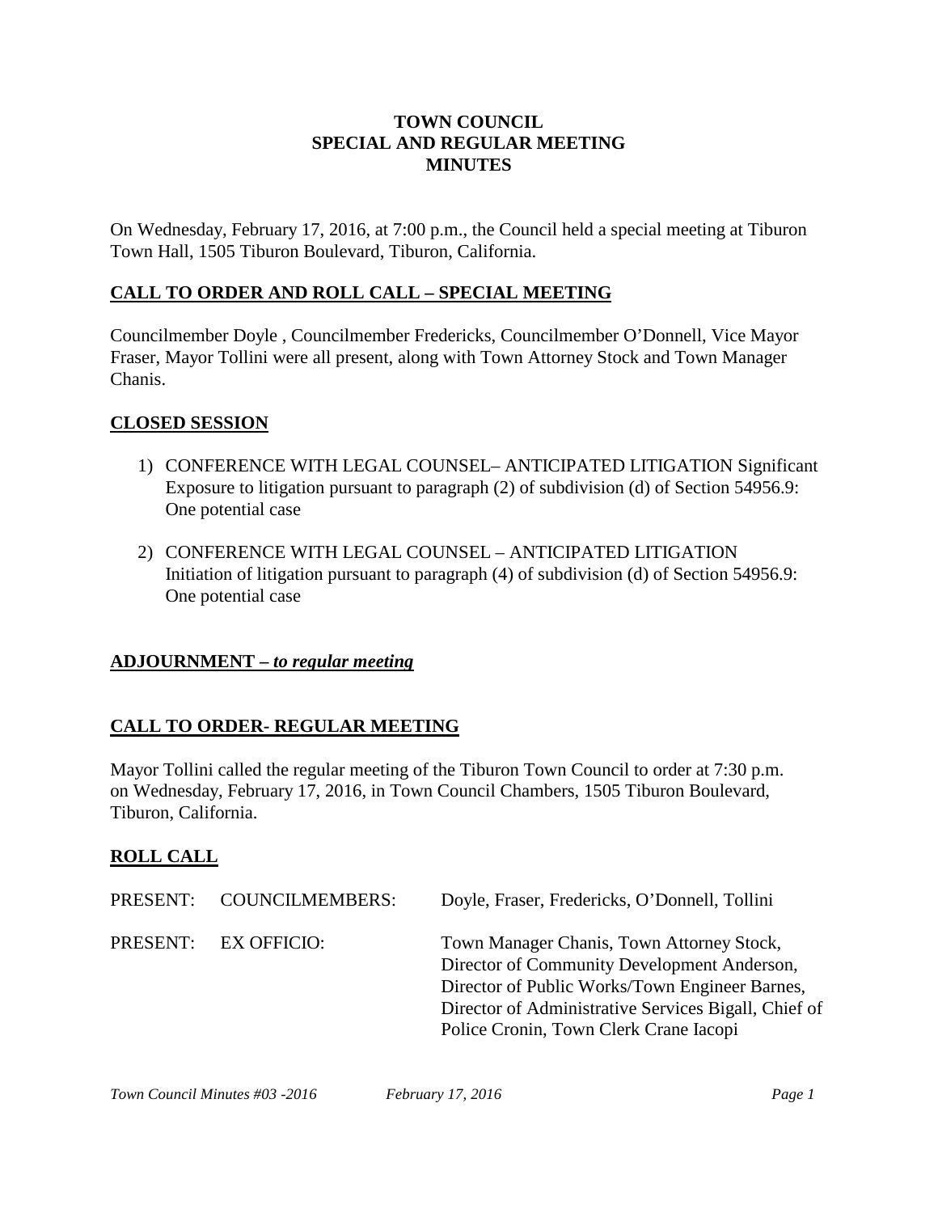# TOWN COUNCIL
# SPECIAL AND REGULAR MEETING
# MINUTES

On Wednesday, February 17, 2016, at 7:00 p.m., the Council held a special meeting at Tiburon Town Hall, 1505 Tiburon Boulevard, Tiburon, California.

## CALL TO ORDER AND ROLL CALL – SPECIAL MEETING

Councilmember Doyle , Councilmember Fredericks, Councilmember O'Donnell, Vice Mayor Fraser, Mayor Tollini were all present, along with Town Attorney Stock and Town Manager Chanis.

## CLOSED SESSION

1) CONFERENCE WITH LEGAL COUNSEL– ANTICIPATED LITIGATION Significant Exposure to litigation pursuant to paragraph (2) of subdivision (d) of Section 54956.9: One potential case

2) CONFERENCE WITH LEGAL COUNSEL – ANTICIPATED LITIGATION Initiation of litigation pursuant to paragraph (4) of subdivision (d) of Section 54956.9: One potential case

## ADJOURNMENT – *to regular meeting*

## CALL TO ORDER- REGULAR MEETING

Mayor Tollini called the regular meeting of the Tiburon Town Council to order at 7:30 p.m. on Wednesday, February 17, 2016, in Town Council Chambers, 1505 Tiburon Boulevard, Tiburon, California.

## ROLL CALL

| | | |
|---|---|---|
| PRESENT: | COUNCILMEMBERS: | Doyle, Fraser, Fredericks, O'Donnell, Tollini |
| PRESENT: | EX OFFICIO: | Town Manager Chanis, Town Attorney Stock, Director of Community Development Anderson, Director of Public Works/Town Engineer Barnes, Director of Administrative Services Bigall, Chief of Police Cronin, Town Clerk Crane Iacopi |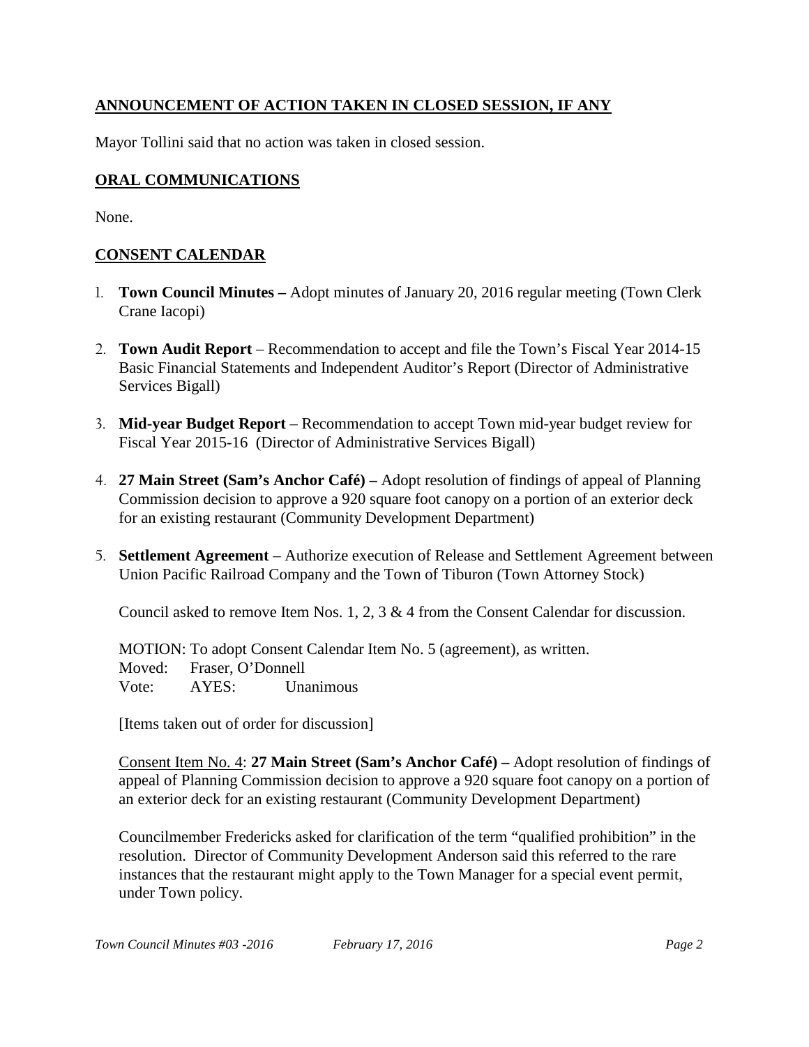## ANNOUNCEMENT OF ACTION TAKEN IN CLOSED SESSION, IF ANY

Mayor Tollini said that no action was taken in closed session.

## ORAL COMMUNICATIONS

None.

## CONSENT CALENDAR

1. **Town Council Minutes –** Adopt minutes of January 20, 2016 regular meeting (Town Clerk Crane Iacopi)

2. **Town Audit Report** – Recommendation to accept and file the Town's Fiscal Year 2014-15 Basic Financial Statements and Independent Auditor's Report (Director of Administrative Services Bigall)

3. **Mid-year Budget Report** – Recommendation to accept Town mid-year budget review for Fiscal Year 2015-16 (Director of Administrative Services Bigall)

4. **27 Main Street (Sam's Anchor Café) –** Adopt resolution of findings of appeal of Planning Commission decision to approve a 920 square foot canopy on a portion of an exterior deck for an existing restaurant (Community Development Department)

5. **Settlement Agreement** – Authorize execution of Release and Settlement Agreement between Union Pacific Railroad Company and the Town of Tiburon (Town Attorney Stock)

   Council asked to remove Item Nos. 1, 2, 3 & 4 from the Consent Calendar for discussion.

   MOTION: To adopt Consent Calendar Item No. 5 (agreement), as written.
   Moved: Fraser, O'Donnell
   Vote: AYES: Unanimous

   [Items taken out of order for discussion]

   Consent Item No. 4: **27 Main Street (Sam's Anchor Café) –** Adopt resolution of findings of appeal of Planning Commission decision to approve a 920 square foot canopy on a portion of an exterior deck for an existing restaurant (Community Development Department)

   Councilmember Fredericks asked for clarification of the term "qualified prohibition" in the resolution. Director of Community Development Anderson said this referred to the rare instances that the restaurant might apply to the Town Manager for a special event permit, under Town policy.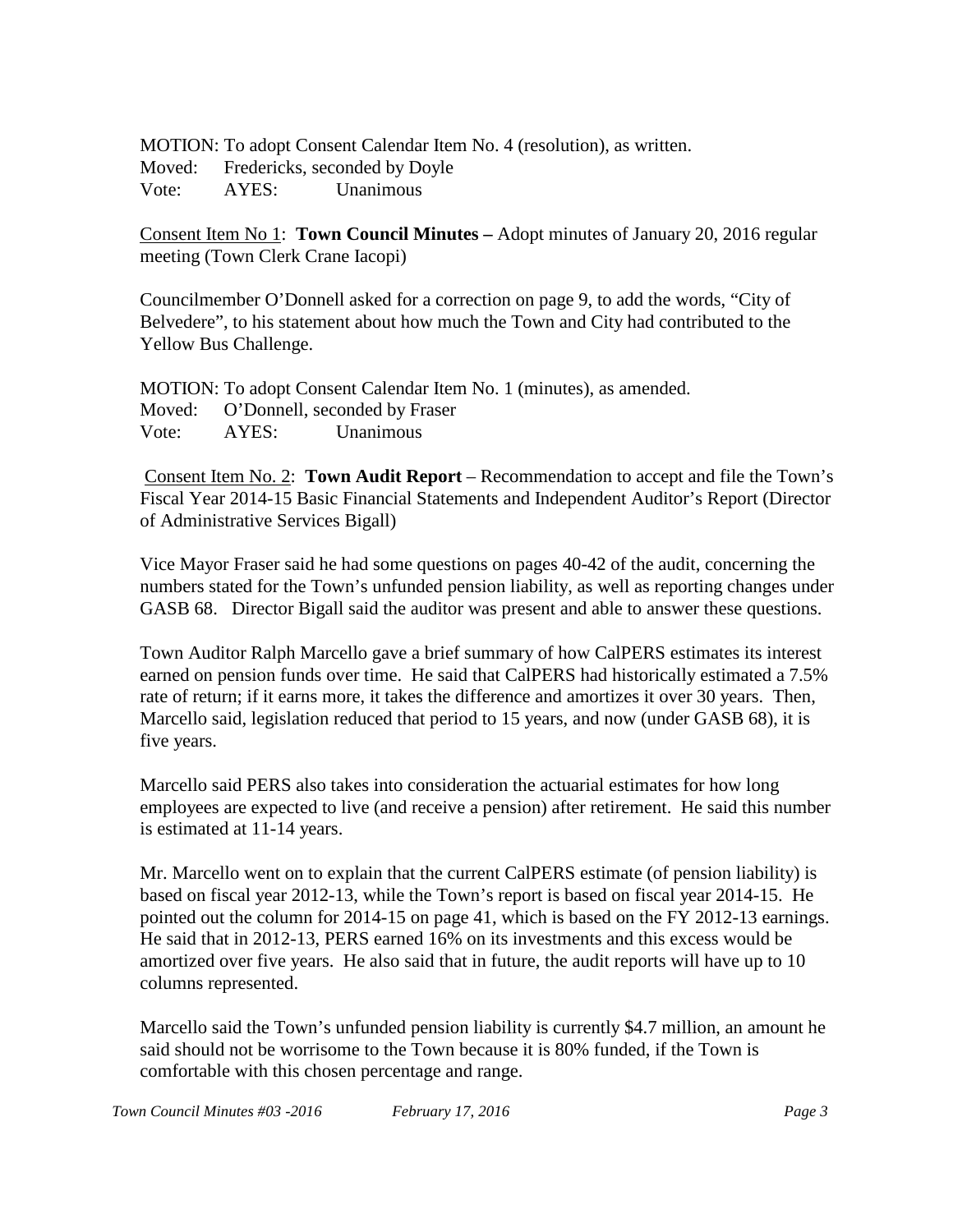MOTION: To adopt Consent Calendar Item No. 4 (resolution), as written.
Moved: Fredericks, seconded by Doyle
Vote: AYES: Unanimous

<u>Consent Item No 1</u>: **Town Council Minutes –** Adopt minutes of January 20, 2016 regular meeting (Town Clerk Crane Iacopi)

Councilmember O'Donnell asked for a correction on page 9, to add the words, "City of Belvedere", to his statement about how much the Town and City had contributed to the Yellow Bus Challenge.

MOTION: To adopt Consent Calendar Item No. 1 (minutes), as amended.
Moved: O'Donnell, seconded by Fraser
Vote: AYES: Unanimous

<u>Consent Item No. 2</u>: **Town Audit Report** – Recommendation to accept and file the Town's Fiscal Year 2014-15 Basic Financial Statements and Independent Auditor's Report (Director of Administrative Services Bigall)

Vice Mayor Fraser said he had some questions on pages 40-42 of the audit, concerning the numbers stated for the Town's unfunded pension liability, as well as reporting changes under GASB 68. Director Bigall said the auditor was present and able to answer these questions.

Town Auditor Ralph Marcello gave a brief summary of how CalPERS estimates its interest earned on pension funds over time. He said that CalPERS had historically estimated a 7.5% rate of return; if it earns more, it takes the difference and amortizes it over 30 years. Then, Marcello said, legislation reduced that period to 15 years, and now (under GASB 68), it is five years.

Marcello said PERS also takes into consideration the actuarial estimates for how long employees are expected to live (and receive a pension) after retirement. He said this number is estimated at 11-14 years.

Mr. Marcello went on to explain that the current CalPERS estimate (of pension liability) is based on fiscal year 2012-13, while the Town's report is based on fiscal year 2014-15. He pointed out the column for 2014-15 on page 41, which is based on the FY 2012-13 earnings. He said that in 2012-13, PERS earned 16% on its investments and this excess would be amortized over five years. He also said that in future, the audit reports will have up to 10 columns represented.

Marcello said the Town's unfunded pension liability is currently $4.7 million, an amount he said should not be worrisome to the Town because it is 80% funded, if the Town is comfortable with this chosen percentage and range.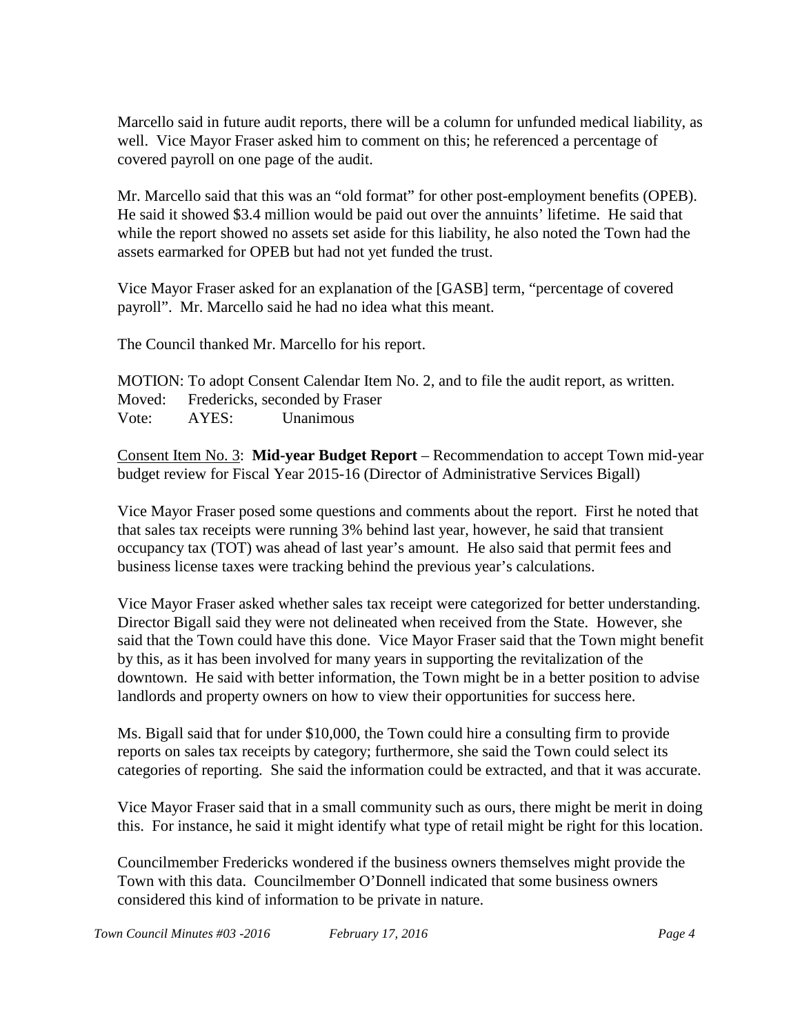Marcello said in future audit reports, there will be a column for unfunded medical liability, as well. Vice Mayor Fraser asked him to comment on this; he referenced a percentage of covered payroll on one page of the audit.

Mr. Marcello said that this was an "old format" for other post-employment benefits (OPEB). He said it showed $3.4 million would be paid out over the annuints' lifetime. He said that while the report showed no assets set aside for this liability, he also noted the Town had the assets earmarked for OPEB but had not yet funded the trust.

Vice Mayor Fraser asked for an explanation of the [GASB] term, "percentage of covered payroll". Mr. Marcello said he had no idea what this meant.

The Council thanked Mr. Marcello for his report.

MOTION: To adopt Consent Calendar Item No. 2, and to file the audit report, as written.
Moved: Fredericks, seconded by Fraser
Vote: AYES: Unanimous

<u>Consent Item No. 3</u>: **Mid-year Budget Report** – Recommendation to accept Town mid-year budget review for Fiscal Year 2015-16 (Director of Administrative Services Bigall)

Vice Mayor Fraser posed some questions and comments about the report. First he noted that that sales tax receipts were running 3% behind last year, however, he said that transient occupancy tax (TOT) was ahead of last year's amount. He also said that permit fees and business license taxes were tracking behind the previous year's calculations.

Vice Mayor Fraser asked whether sales tax receipt were categorized for better understanding. Director Bigall said they were not delineated when received from the State. However, she said that the Town could have this done. Vice Mayor Fraser said that the Town might benefit by this, as it has been involved for many years in supporting the revitalization of the downtown. He said with better information, the Town might be in a better position to advise landlords and property owners on how to view their opportunities for success here.

Ms. Bigall said that for under $10,000, the Town could hire a consulting firm to provide reports on sales tax receipts by category; furthermore, she said the Town could select its categories of reporting. She said the information could be extracted, and that it was accurate.

Vice Mayor Fraser said that in a small community such as ours, there might be merit in doing this. For instance, he said it might identify what type of retail might be right for this location.

Councilmember Fredericks wondered if the business owners themselves might provide the Town with this data. Councilmember O'Donnell indicated that some business owners considered this kind of information to be private in nature.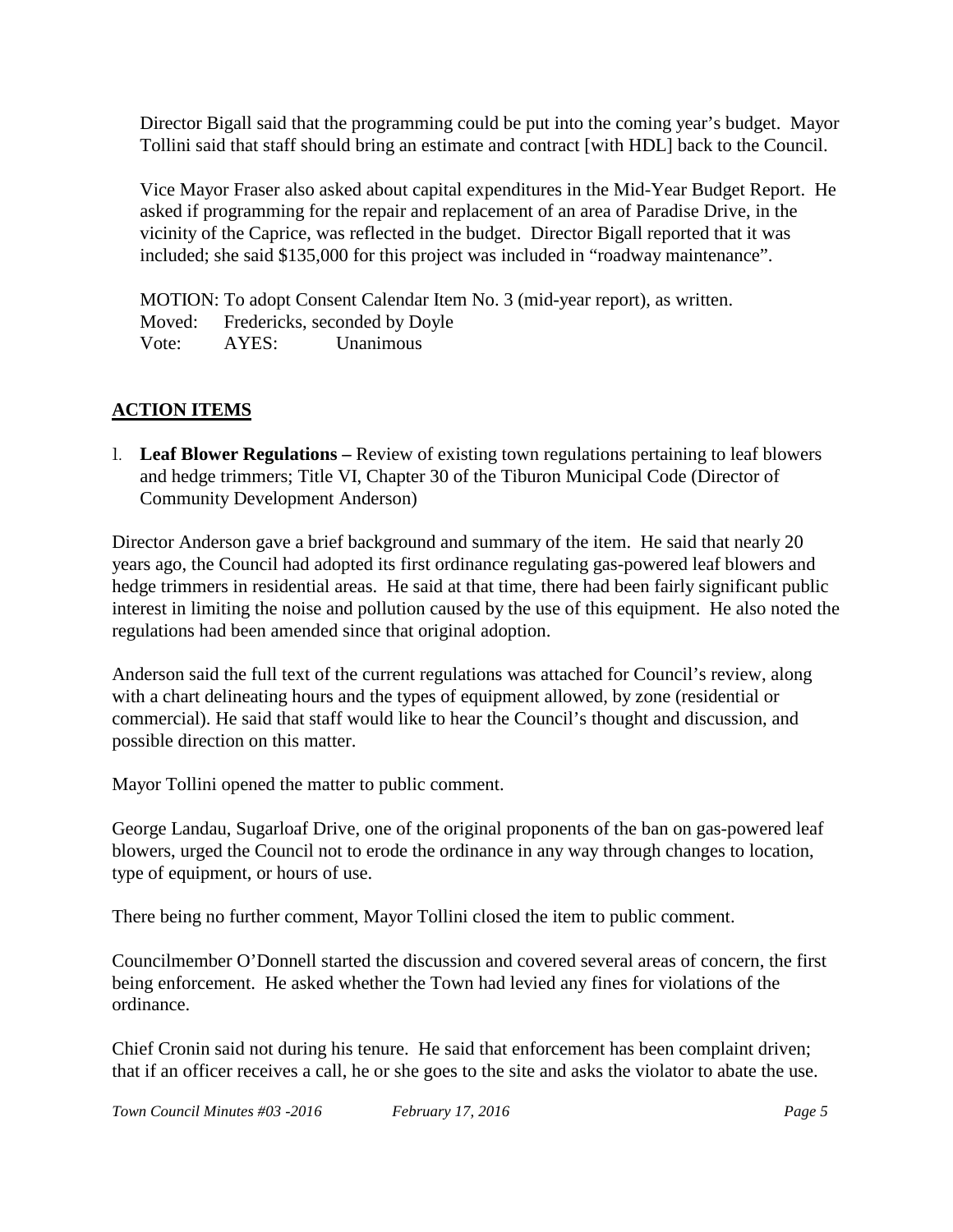Director Bigall said that the programming could be put into the coming year's budget. Mayor Tollini said that staff should bring an estimate and contract [with HDL] back to the Council.

Vice Mayor Fraser also asked about capital expenditures in the Mid-Year Budget Report. He asked if programming for the repair and replacement of an area of Paradise Drive, in the vicinity of the Caprice, was reflected in the budget. Director Bigall reported that it was included; she said $135,000 for this project was included in "roadway maintenance".

MOTION: To adopt Consent Calendar Item No. 3 (mid-year report), as written.
Moved: Fredericks, seconded by Doyle
Vote: AYES: Unanimous

## ACTION ITEMS

1. **Leaf Blower Regulations –** Review of existing town regulations pertaining to leaf blowers and hedge trimmers; Title VI, Chapter 30 of the Tiburon Municipal Code (Director of Community Development Anderson)

Director Anderson gave a brief background and summary of the item. He said that nearly 20 years ago, the Council had adopted its first ordinance regulating gas-powered leaf blowers and hedge trimmers in residential areas. He said at that time, there had been fairly significant public interest in limiting the noise and pollution caused by the use of this equipment. He also noted the regulations had been amended since that original adoption.

Anderson said the full text of the current regulations was attached for Council's review, along with a chart delineating hours and the types of equipment allowed, by zone (residential or commercial). He said that staff would like to hear the Council's thought and discussion, and possible direction on this matter.

Mayor Tollini opened the matter to public comment.

George Landau, Sugarloaf Drive, one of the original proponents of the ban on gas-powered leaf blowers, urged the Council not to erode the ordinance in any way through changes to location, type of equipment, or hours of use.

There being no further comment, Mayor Tollini closed the item to public comment.

Councilmember O'Donnell started the discussion and covered several areas of concern, the first being enforcement. He asked whether the Town had levied any fines for violations of the ordinance.

Chief Cronin said not during his tenure. He said that enforcement has been complaint driven; that if an officer receives a call, he or she goes to the site and asks the violator to abate the use.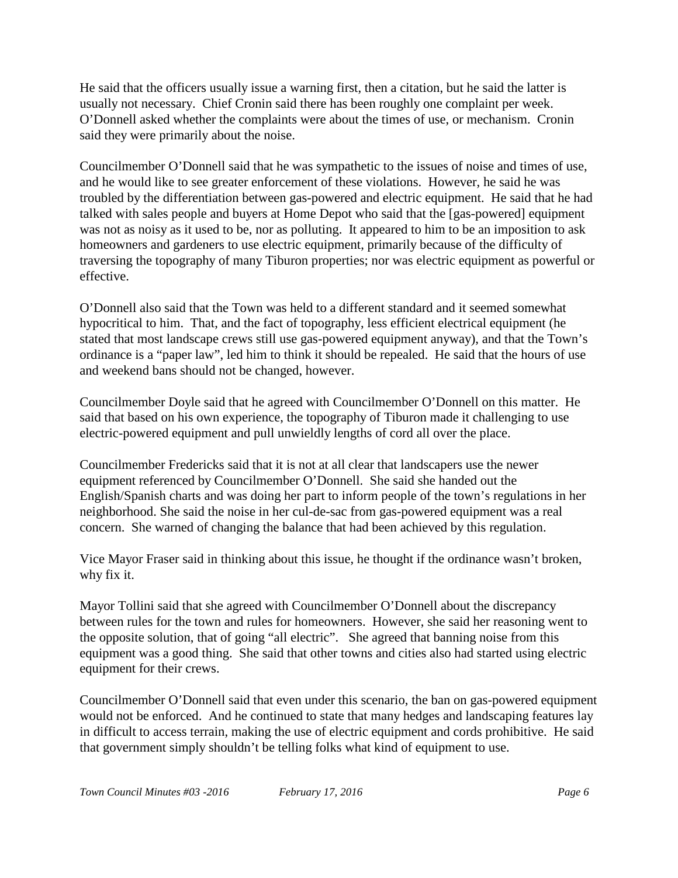He said that the officers usually issue a warning first, then a citation, but he said the latter is usually not necessary. Chief Cronin said there has been roughly one complaint per week. O'Donnell asked whether the complaints were about the times of use, or mechanism. Cronin said they were primarily about the noise.

Councilmember O'Donnell said that he was sympathetic to the issues of noise and times of use, and he would like to see greater enforcement of these violations. However, he said he was troubled by the differentiation between gas-powered and electric equipment. He said that he had talked with sales people and buyers at Home Depot who said that the [gas-powered] equipment was not as noisy as it used to be, nor as polluting. It appeared to him to be an imposition to ask homeowners and gardeners to use electric equipment, primarily because of the difficulty of traversing the topography of many Tiburon properties; nor was electric equipment as powerful or effective.

O'Donnell also said that the Town was held to a different standard and it seemed somewhat hypocritical to him. That, and the fact of topography, less efficient electrical equipment (he stated that most landscape crews still use gas-powered equipment anyway), and that the Town's ordinance is a "paper law", led him to think it should be repealed. He said that the hours of use and weekend bans should not be changed, however.

Councilmember Doyle said that he agreed with Councilmember O'Donnell on this matter. He said that based on his own experience, the topography of Tiburon made it challenging to use electric-powered equipment and pull unwieldly lengths of cord all over the place.

Councilmember Fredericks said that it is not at all clear that landscapers use the newer equipment referenced by Councilmember O'Donnell. She said she handed out the English/Spanish charts and was doing her part to inform people of the town's regulations in her neighborhood. She said the noise in her cul-de-sac from gas-powered equipment was a real concern. She warned of changing the balance that had been achieved by this regulation.

Vice Mayor Fraser said in thinking about this issue, he thought if the ordinance wasn't broken, why fix it.

Mayor Tollini said that she agreed with Councilmember O'Donnell about the discrepancy between rules for the town and rules for homeowners. However, she said her reasoning went to the opposite solution, that of going "all electric". She agreed that banning noise from this equipment was a good thing. She said that other towns and cities also had started using electric equipment for their crews.

Councilmember O'Donnell said that even under this scenario, the ban on gas-powered equipment would not be enforced. And he continued to state that many hedges and landscaping features lay in difficult to access terrain, making the use of electric equipment and cords prohibitive. He said that government simply shouldn't be telling folks what kind of equipment to use.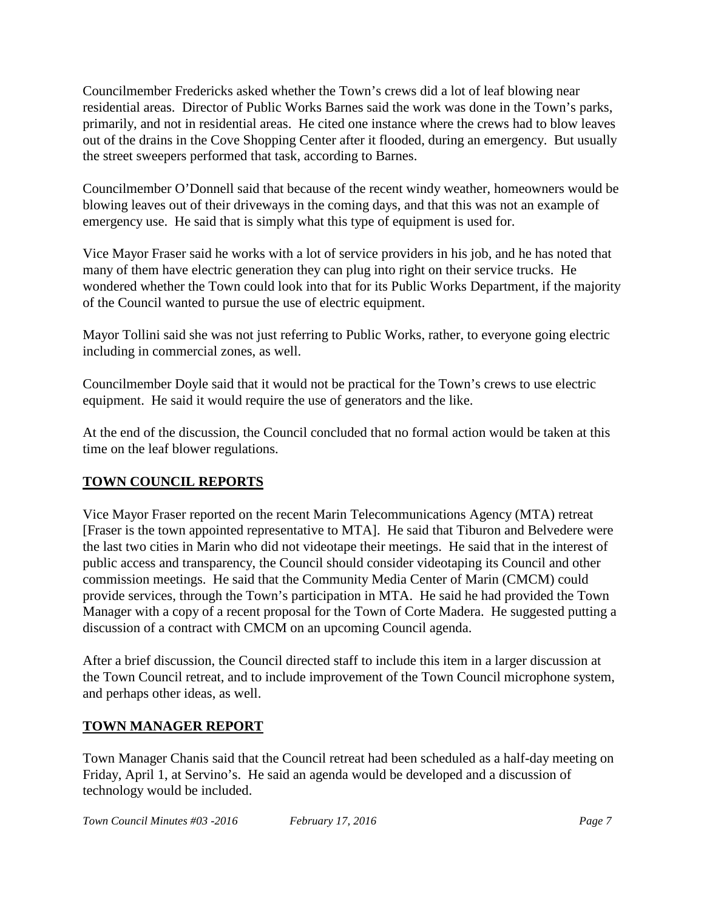Councilmember Fredericks asked whether the Town's crews did a lot of leaf blowing near residential areas. Director of Public Works Barnes said the work was done in the Town's parks, primarily, and not in residential areas. He cited one instance where the crews had to blow leaves out of the drains in the Cove Shopping Center after it flooded, during an emergency. But usually the street sweepers performed that task, according to Barnes.

Councilmember O'Donnell said that because of the recent windy weather, homeowners would be blowing leaves out of their driveways in the coming days, and that this was not an example of emergency use. He said that is simply what this type of equipment is used for.

Vice Mayor Fraser said he works with a lot of service providers in his job, and he has noted that many of them have electric generation they can plug into right on their service trucks. He wondered whether the Town could look into that for its Public Works Department, if the majority of the Council wanted to pursue the use of electric equipment.

Mayor Tollini said she was not just referring to Public Works, rather, to everyone going electric including in commercial zones, as well.

Councilmember Doyle said that it would not be practical for the Town's crews to use electric equipment. He said it would require the use of generators and the like.

At the end of the discussion, the Council concluded that no formal action would be taken at this time on the leaf blower regulations.

## **TOWN COUNCIL REPORTS**

Vice Mayor Fraser reported on the recent Marin Telecommunications Agency (MTA) retreat [Fraser is the town appointed representative to MTA]. He said that Tiburon and Belvedere were the last two cities in Marin who did not videotape their meetings. He said that in the interest of public access and transparency, the Council should consider videotaping its Council and other commission meetings. He said that the Community Media Center of Marin (CMCM) could provide services, through the Town's participation in MTA. He said he had provided the Town Manager with a copy of a recent proposal for the Town of Corte Madera. He suggested putting a discussion of a contract with CMCM on an upcoming Council agenda.

After a brief discussion, the Council directed staff to include this item in a larger discussion at the Town Council retreat, and to include improvement of the Town Council microphone system, and perhaps other ideas, as well.

## **TOWN MANAGER REPORT**

Town Manager Chanis said that the Council retreat had been scheduled as a half-day meeting on Friday, April 1, at Servino's. He said an agenda would be developed and a discussion of technology would be included.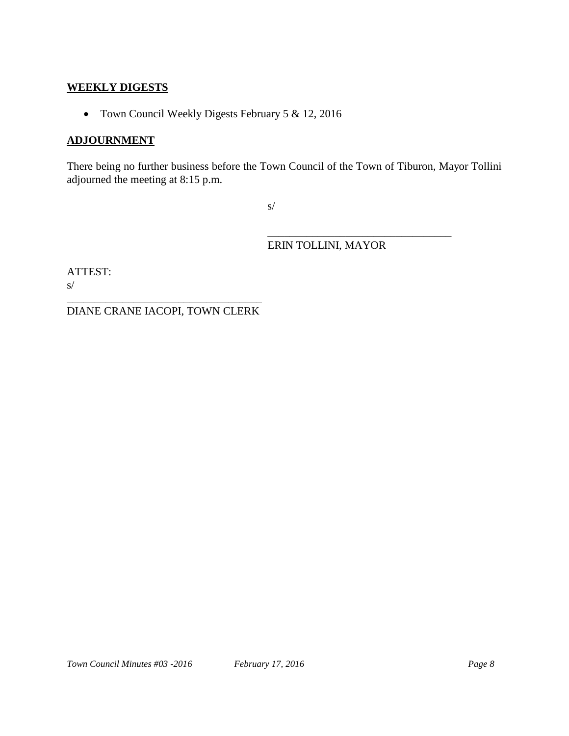## WEEKLY DIGESTS

- Town Council Weekly Digests February 5 & 12, 2016

## ADJOURNMENT

There being no further business before the Town Council of the Town of Tiburon, Mayor Tollini adjourned the meeting at 8:15 p.m.

s/

___________________________________
ERIN TOLLINI, MAYOR

ATTEST:
s/

___________________________________
DIANE CRANE IACOPI, TOWN CLERK